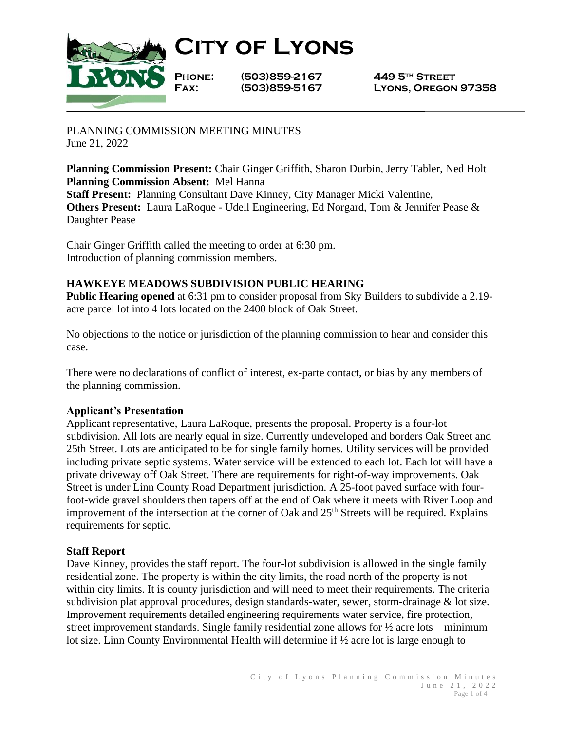# City of Lyons

**Phone:** (503)859-2167 **449 5th Street**
**Fax:** (503)859-5167 **Lyons, Oregon 97358**

PLANNING COMMISSION MEETING MINUTES
June 21, 2022

**Planning Commission Present:** Chair Ginger Griffith, Sharon Durbin, Jerry Tabler, Ned Holt
**Planning Commission Absent:** Mel Hanna
**Staff Present:** Planning Consultant Dave Kinney, City Manager Micki Valentine,
**Others Present:** Laura LaRoque - Udell Engineering, Ed Norgard, Tom & Jennifer Pease & Daughter Pease

Chair Ginger Griffith called the meeting to order at 6:30 pm.
Introduction of planning commission members.

## HAWKEYE MEADOWS SUBDIVISION PUBLIC HEARING

**Public Hearing opened** at 6:31 pm to consider proposal from Sky Builders to subdivide a 2.19-acre parcel lot into 4 lots located on the 2400 block of Oak Street.

No objections to the notice or jurisdiction of the planning commission to hear and consider this case.

There were no declarations of conflict of interest, ex-parte contact, or bias by any members of the planning commission.

### Applicant's Presentation

Applicant representative, Laura LaRoque, presents the proposal. Property is a four-lot subdivision. All lots are nearly equal in size. Currently undeveloped and borders Oak Street and 25th Street. Lots are anticipated to be for single family homes. Utility services will be provided including private septic systems. Water service will be extended to each lot. Each lot will have a private driveway off Oak Street. There are requirements for right-of-way improvements. Oak Street is under Linn County Road Department jurisdiction. A 25-foot paved surface with four-foot-wide gravel shoulders then tapers off at the end of Oak where it meets with River Loop and improvement of the intersection at the corner of Oak and 25th Streets will be required. Explains requirements for septic.

### Staff Report

Dave Kinney, provides the staff report. The four-lot subdivision is allowed in the single family residential zone. The property is within the city limits, the road north of the property is not within city limits. It is county jurisdiction and will need to meet their requirements. The criteria subdivision plat approval procedures, design standards-water, sewer, storm-drainage & lot size. Improvement requirements detailed engineering requirements water service, fire protection, street improvement standards. Single family residential zone allows for ½ acre lots – minimum lot size. Linn County Environmental Health will determine if ½ acre lot is large enough to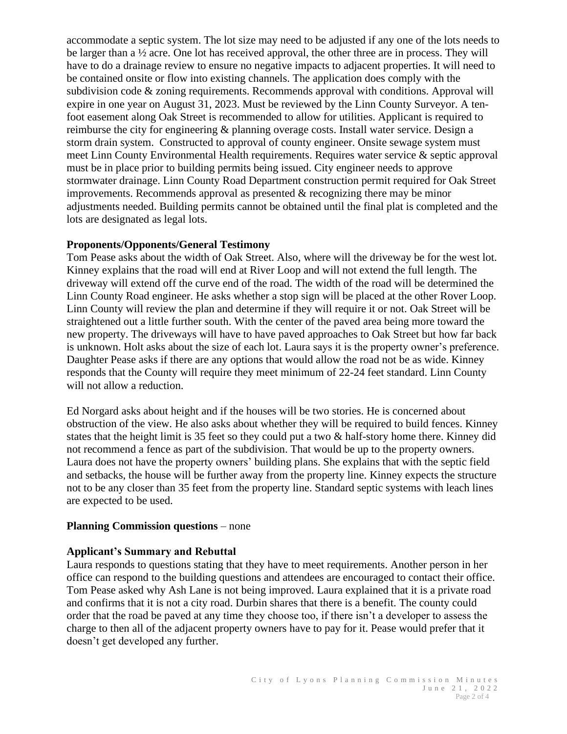accommodate a septic system. The lot size may need to be adjusted if any one of the lots needs to be larger than a ½ acre. One lot has received approval, the other three are in process. They will have to do a drainage review to ensure no negative impacts to adjacent properties. It will need to be contained onsite or flow into existing channels. The application does comply with the subdivision code & zoning requirements. Recommends approval with conditions. Approval will expire in one year on August 31, 2023. Must be reviewed by the Linn County Surveyor. A ten-foot easement along Oak Street is recommended to allow for utilities. Applicant is required to reimburse the city for engineering & planning overage costs. Install water service. Design a storm drain system. Constructed to approval of county engineer. Onsite sewage system must meet Linn County Environmental Health requirements. Requires water service & septic approval must be in place prior to building permits being issued. City engineer needs to approve stormwater drainage. Linn County Road Department construction permit required for Oak Street improvements. Recommends approval as presented & recognizing there may be minor adjustments needed. Building permits cannot be obtained until the final plat is completed and the lots are designated as legal lots.

**Proponents/Opponents/General Testimony**

Tom Pease asks about the width of Oak Street. Also, where will the driveway be for the west lot. Kinney explains that the road will end at River Loop and will not extend the full length. The driveway will extend off the curve end of the road. The width of the road will be determined the Linn County Road engineer. He asks whether a stop sign will be placed at the other Rover Loop. Linn County will review the plan and determine if they will require it or not. Oak Street will be straightened out a little further south. With the center of the paved area being more toward the new property. The driveways will have to have paved approaches to Oak Street but how far back is unknown. Holt asks about the size of each lot. Laura says it is the property owner's preference. Daughter Pease asks if there are any options that would allow the road not be as wide. Kinney responds that the County will require they meet minimum of 22-24 feet standard. Linn County will not allow a reduction.

Ed Norgard asks about height and if the houses will be two stories. He is concerned about obstruction of the view. He also asks about whether they will be required to build fences. Kinney states that the height limit is 35 feet so they could put a two & half-story home there. Kinney did not recommend a fence as part of the subdivision. That would be up to the property owners. Laura does not have the property owners' building plans. She explains that with the septic field and setbacks, the house will be further away from the property line. Kinney expects the structure not to be any closer than 35 feet from the property line. Standard septic systems with leach lines are expected to be used.

**Planning Commission questions** – none

**Applicant's Summary and Rebuttal**

Laura responds to questions stating that they have to meet requirements. Another person in her office can respond to the building questions and attendees are encouraged to contact their office. Tom Pease asked why Ash Lane is not being improved. Laura explained that it is a private road and confirms that it is not a city road. Durbin shares that there is a benefit. The county could order that the road be paved at any time they choose too, if there isn't a developer to assess the charge to then all of the adjacent property owners have to pay for it. Pease would prefer that it doesn't get developed any further.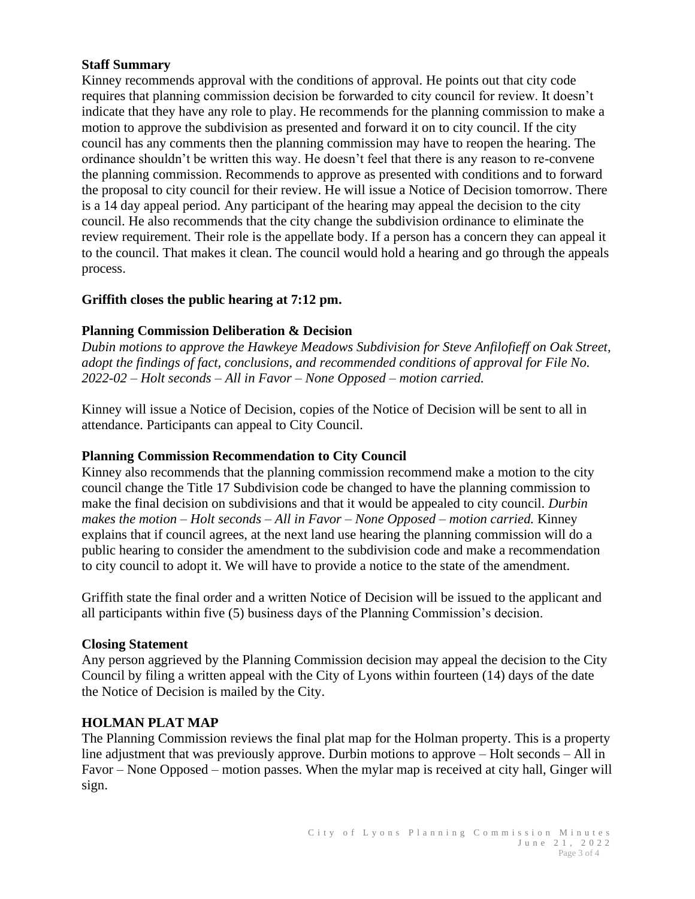**Staff Summary**

Kinney recommends approval with the conditions of approval. He points out that city code requires that planning commission decision be forwarded to city council for review. It doesn't indicate that they have any role to play. He recommends for the planning commission to make a motion to approve the subdivision as presented and forward it on to city council. If the city council has any comments then the planning commission may have to reopen the hearing. The ordinance shouldn't be written this way. He doesn't feel that there is any reason to re-convene the planning commission. Recommends to approve as presented with conditions and to forward the proposal to city council for their review. He will issue a Notice of Decision tomorrow. There is a 14 day appeal period. Any participant of the hearing may appeal the decision to the city council. He also recommends that the city change the subdivision ordinance to eliminate the review requirement. Their role is the appellate body. If a person has a concern they can appeal it to the council. That makes it clean. The council would hold a hearing and go through the appeals process.

**Griffith closes the public hearing at 7:12 pm.**

**Planning Commission Deliberation & Decision**

*Dubin motions to approve the Hawkeye Meadows Subdivision for Steve Anfilofieff on Oak Street, adopt the findings of fact, conclusions, and recommended conditions of approval for File No. 2022-02 – Holt seconds – All in Favor – None Opposed – motion carried.*

Kinney will issue a Notice of Decision, copies of the Notice of Decision will be sent to all in attendance. Participants can appeal to City Council.

**Planning Commission Recommendation to City Council**

Kinney also recommends that the planning commission recommend make a motion to the city council change the Title 17 Subdivision code be changed to have the planning commission to make the final decision on subdivisions and that it would be appealed to city council. *Durbin makes the motion – Holt seconds – All in Favor – None Opposed – motion carried.* Kinney explains that if council agrees, at the next land use hearing the planning commission will do a public hearing to consider the amendment to the subdivision code and make a recommendation to city council to adopt it. We will have to provide a notice to the state of the amendment.

Griffith state the final order and a written Notice of Decision will be issued to the applicant and all participants within five (5) business days of the Planning Commission's decision.

**Closing Statement**

Any person aggrieved by the Planning Commission decision may appeal the decision to the City Council by filing a written appeal with the City of Lyons within fourteen (14) days of the date the Notice of Decision is mailed by the City.

**HOLMAN PLAT MAP**

The Planning Commission reviews the final plat map for the Holman property. This is a property line adjustment that was previously approve. Durbin motions to approve – Holt seconds – All in Favor – None Opposed – motion passes. When the mylar map is received at city hall, Ginger will sign.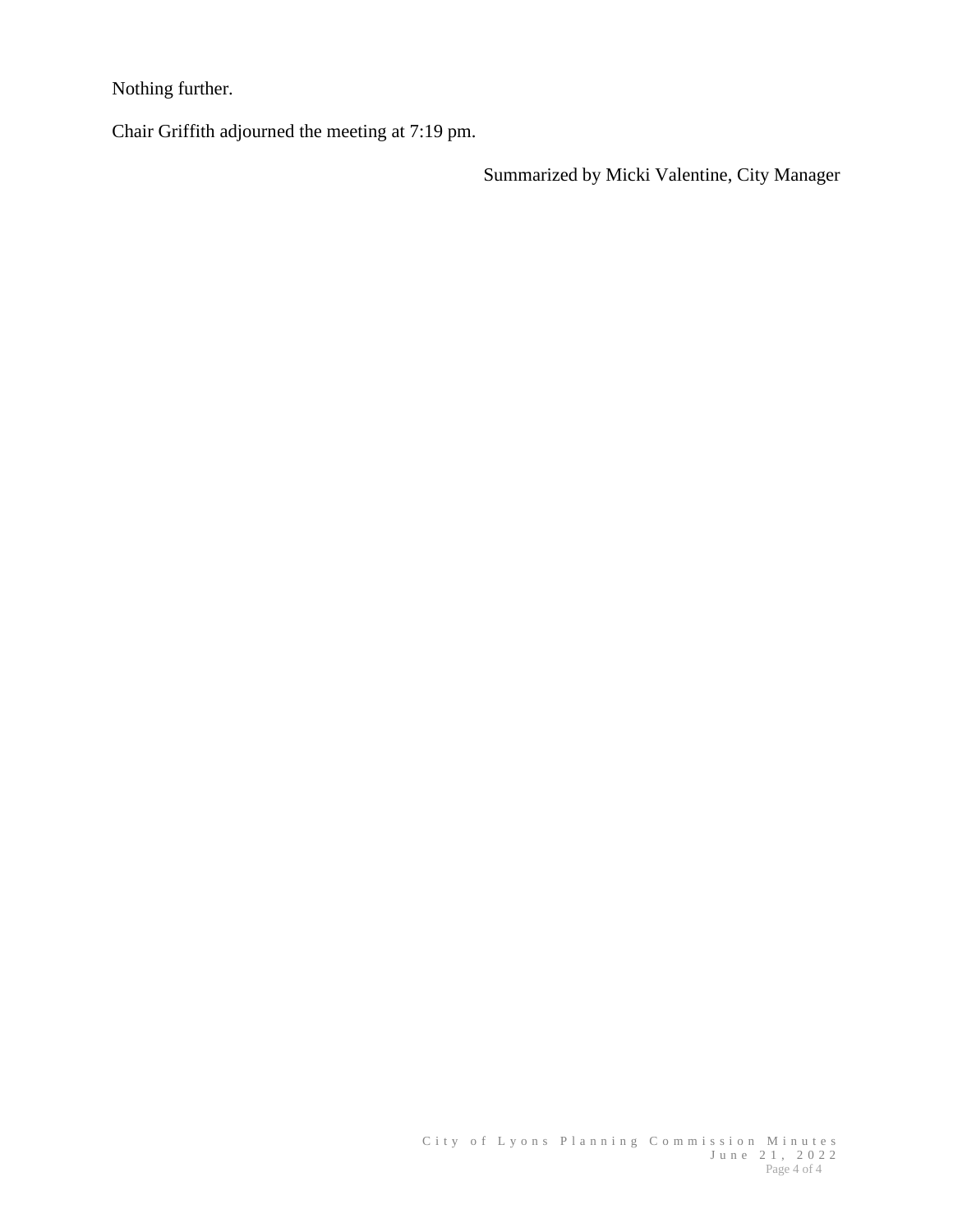Nothing further.

Chair Griffith adjourned the meeting at 7:19 pm.

Summarized by Micki Valentine, City Manager